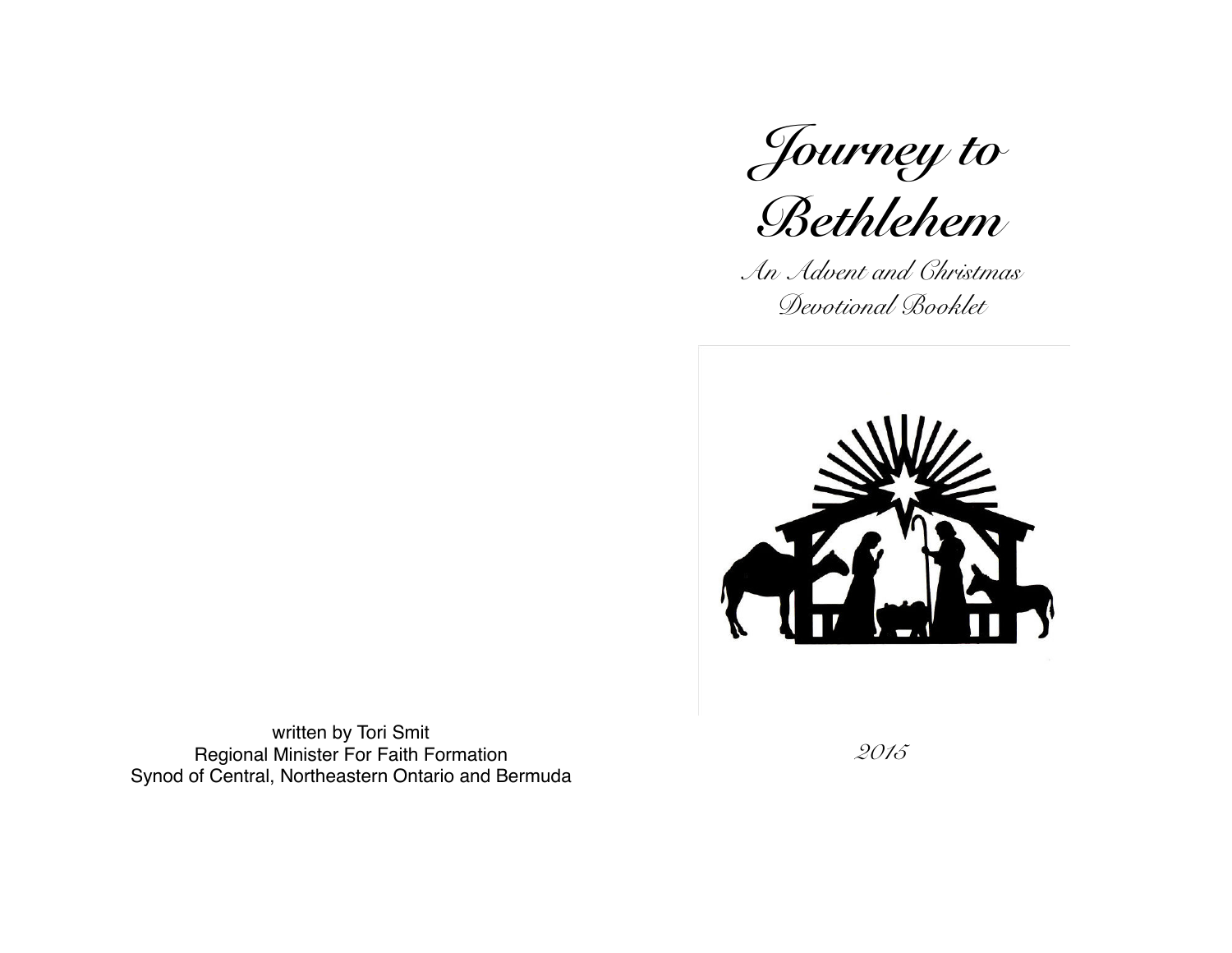# *Journey to Bethlehem*

*An Advent and Christmas Devotional Booklet*

*2015*

written by Tori Smit
Regional Minister For Faith Formation
Synod of Central, Northeastern Ontario and Bermuda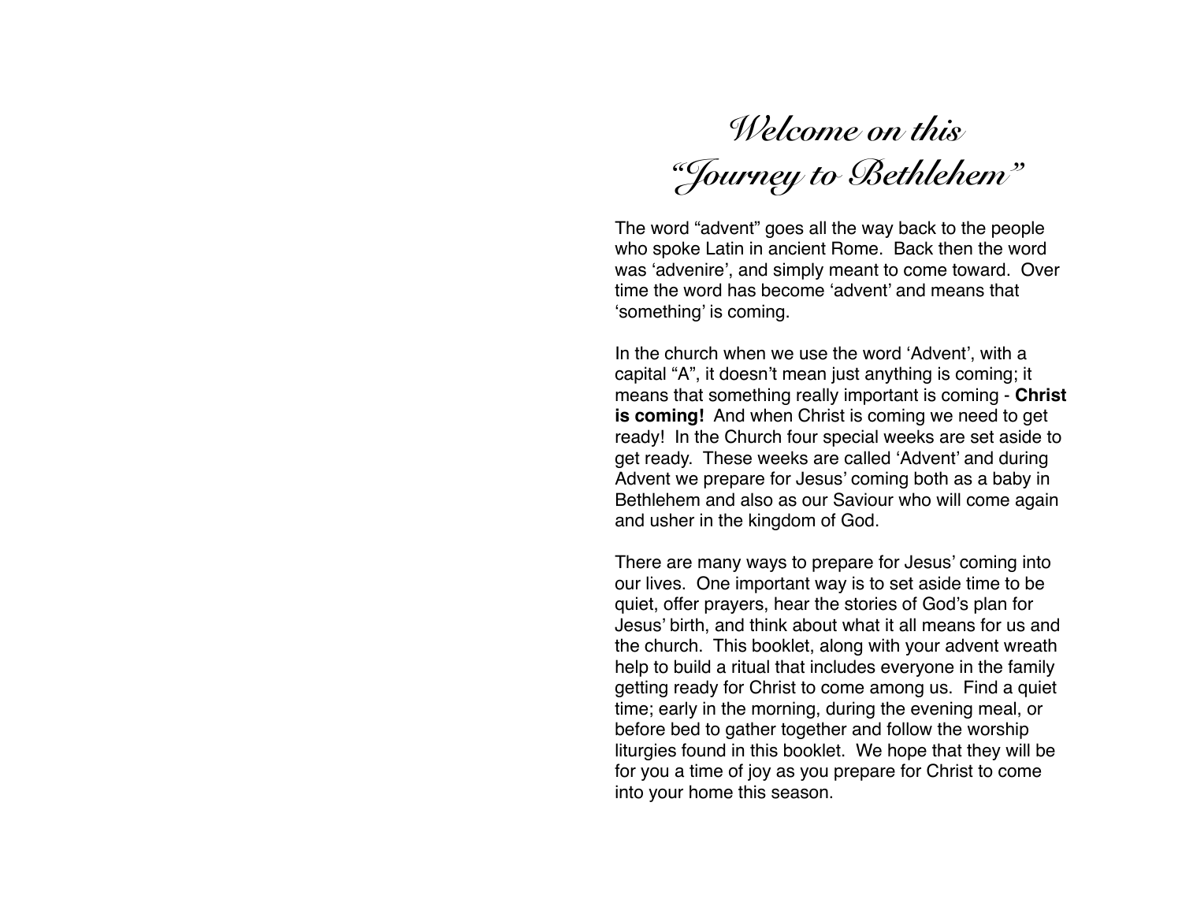# *Welcome on this "Journey to Bethlehem"*

The word "advent" goes all the way back to the people who spoke Latin in ancient Rome. Back then the word was 'advenire', and simply meant to come toward. Over time the word has become 'advent' and means that 'something' is coming.

In the church when we use the word 'Advent', with a capital "A", it doesn't mean just anything is coming; it means that something really important is coming - **Christ is coming!** And when Christ is coming we need to get ready! In the Church four special weeks are set aside to get ready. These weeks are called 'Advent' and during Advent we prepare for Jesus' coming both as a baby in Bethlehem and also as our Saviour who will come again and usher in the kingdom of God.

There are many ways to prepare for Jesus' coming into our lives. One important way is to set aside time to be quiet, offer prayers, hear the stories of God's plan for Jesus' birth, and think about what it all means for us and the church. This booklet, along with your advent wreath help to build a ritual that includes everyone in the family getting ready for Christ to come among us. Find a quiet time; early in the morning, during the evening meal, or before bed to gather together and follow the worship liturgies found in this booklet. We hope that they will be for you a time of joy as you prepare for Christ to come into your home this season.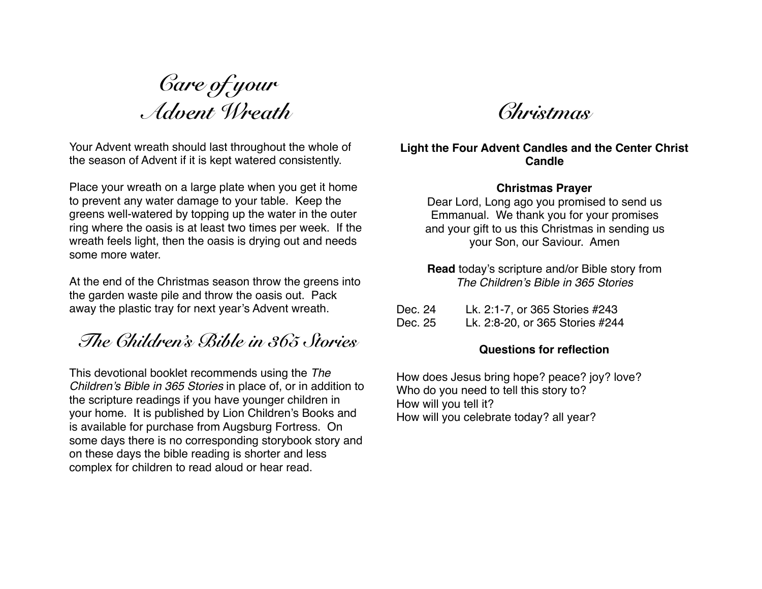# Care of your Advent Wreath

Your Advent wreath should last throughout the whole of the season of Advent if it is kept watered consistently.

Place your wreath on a large plate when you get it home to prevent any water damage to your table. Keep the greens well-watered by topping up the water in the outer ring where the oasis is at least two times per week. If the wreath feels light, then the oasis is drying out and needs some more water.

At the end of the Christmas season throw the greens into the garden waste pile and throw the oasis out. Pack away the plastic tray for next year's Advent wreath.

# The Children's Bible in 365 Stories

This devotional booklet recommends using the *The Children's Bible in 365 Stories* in place of, or in addition to the scripture readings if you have younger children in your home. It is published by Lion Children's Books and is available for purchase from Augsburg Fortress. On some days there is no corresponding storybook story and on these days the bible reading is shorter and less complex for children to read aloud or hear read.

# Christmas

**Light the Four Advent Candles and the Center Christ Candle**

**Christmas Prayer**

Dear Lord, Long ago you promised to send us Emmanual. We thank you for your promises and your gift to us this Christmas in sending us your Son, our Saviour. Amen

**Read** today's scripture and/or Bible story from *The Children's Bible in 365 Stories*

Dec. 24 Lk. 2:1-7, or 365 Stories #243
Dec. 25 Lk. 2:8-20, or 365 Stories #244

**Questions for reflection**

How does Jesus bring hope? peace? joy? love?
Who do you need to tell this story to?
How will you tell it?
How will you celebrate today? all year?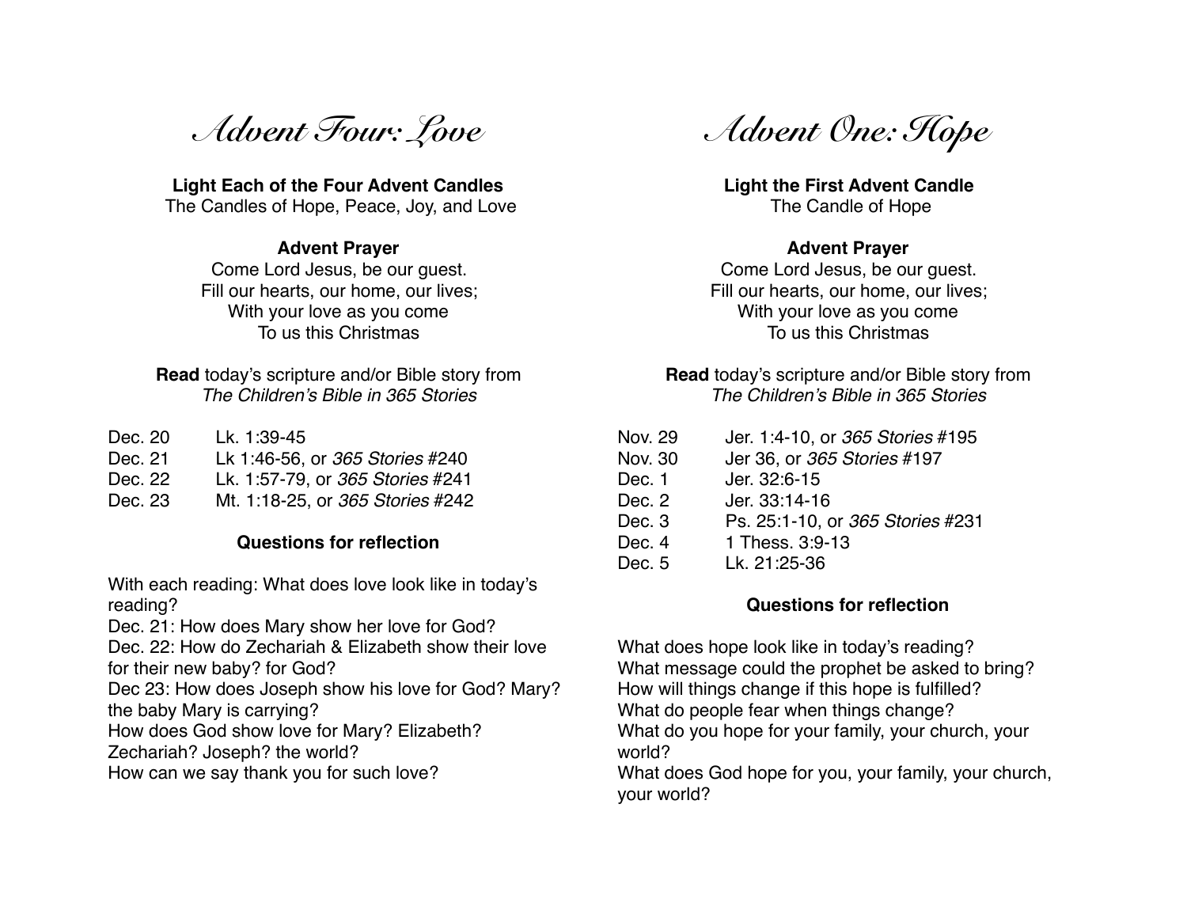# *Advent Four: Love*

**Light Each of the Four Advent Candles**
The Candles of Hope, Peace, Joy, and Love

**Advent Prayer**
Come Lord Jesus, be our guest.
Fill our hearts, our home, our lives;
With your love as you come
To us this Christmas

**Read** today's scripture and/or Bible story from
*The Children's Bible in 365 Stories*

| | |
|---|---|
| Dec. 20 | Lk. 1:39-45 |
| Dec. 21 | Lk 1:46-56, or *365 Stories* #240 |
| Dec. 22 | Lk. 1:57-79, or *365 Stories* #241 |
| Dec. 23 | Mt. 1:18-25, or *365 Stories* #242 |

**Questions for reflection**

With each reading: What does love look like in today's reading?
Dec. 21: How does Mary show her love for God?
Dec. 22: How do Zechariah & Elizabeth show their love for their new baby? for God?
Dec 23: How does Joseph show his love for God? Mary? the baby Mary is carrying?
How does God show love for Mary? Elizabeth? Zechariah? Joseph? the world?
How can we say thank you for such love?

# *Advent One: Hope*

**Light the First Advent Candle**
The Candle of Hope

**Advent Prayer**
Come Lord Jesus, be our guest.
Fill our hearts, our home, our lives;
With your love as you come
To us this Christmas

**Read** today's scripture and/or Bible story from
*The Children's Bible in 365 Stories*

| | |
|---|---|
| Nov. 29 | Jer. 1:4-10, or *365 Stories* #195 |
| Nov. 30 | Jer 36, or *365 Stories* #197 |
| Dec. 1 | Jer. 32:6-15 |
| Dec. 2 | Jer. 33:14-16 |
| Dec. 3 | Ps. 25:1-10, or *365 Stories* #231 |
| Dec. 4 | 1 Thess. 3:9-13 |
| Dec. 5 | Lk. 21:25-36 |

**Questions for reflection**

What does hope look like in today's reading?
What message could the prophet be asked to bring?
How will things change if this hope is fulfilled?
What do people fear when things change?
What do you hope for your family, your church, your world?
What does God hope for you, your family, your church, your world?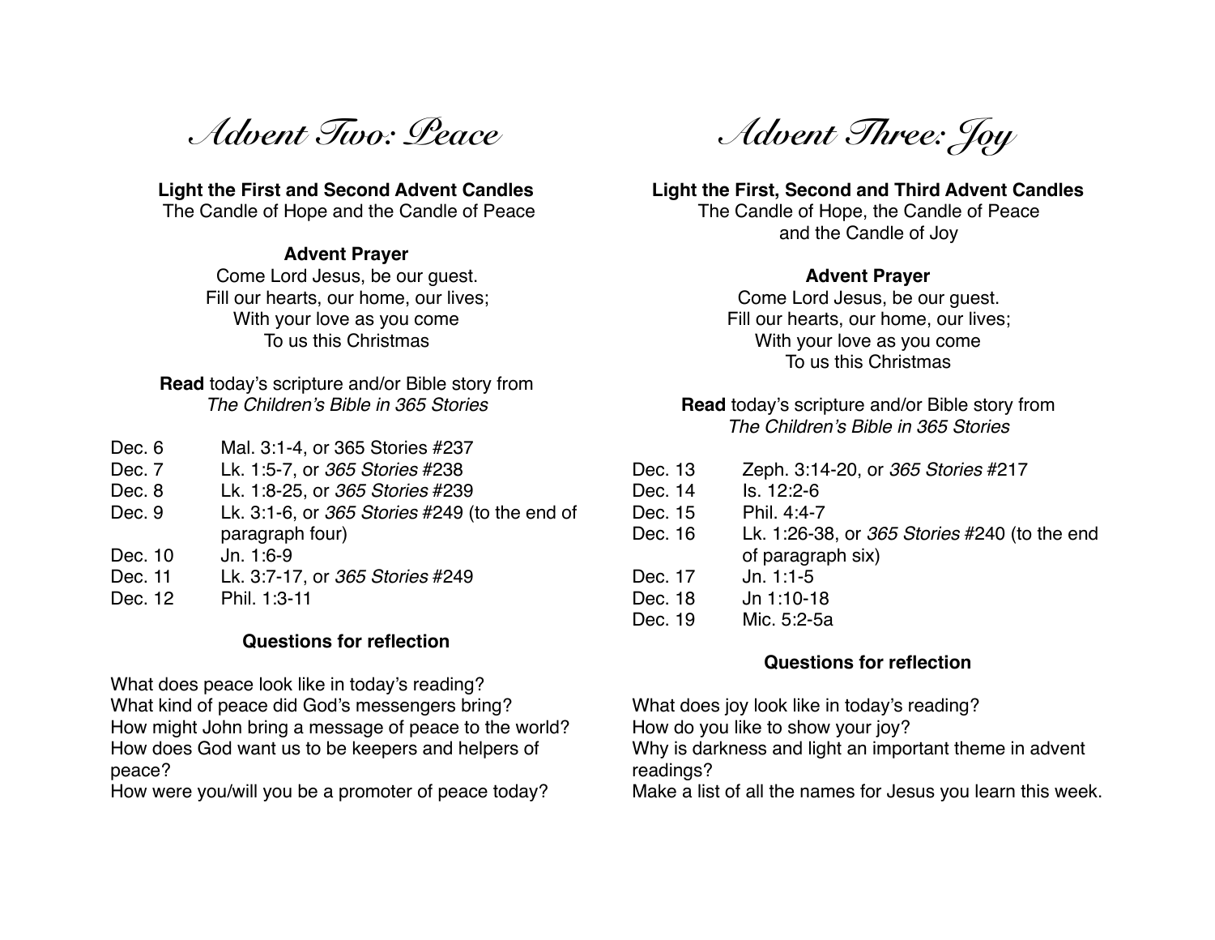# *Advent Two: Peace*

**Light the First and Second Advent Candles**
The Candle of Hope and the Candle of Peace

**Advent Prayer**
Come Lord Jesus, be our guest.
Fill our hearts, our home, our lives;
With your love as you come
To us this Christmas

**Read** today's scripture and/or Bible story from
*The Children's Bible in 365 Stories*

| | |
|---|---|
| Dec. 6 | Mal. 3:1-4, or 365 Stories #237 |
| Dec. 7 | Lk. 1:5-7, or *365 Stories* #238 |
| Dec. 8 | Lk. 1:8-25, or *365 Stories* #239 |
| Dec. 9 | Lk. 3:1-6, or *365 Stories* #249 (to the end of paragraph four) |
| Dec. 10 | Jn. 1:6-9 |
| Dec. 11 | Lk. 3:7-17, or *365 Stories* #249 |
| Dec. 12 | Phil. 1:3-11 |

**Questions for reflection**

What does peace look like in today's reading?
What kind of peace did God's messengers bring?
How might John bring a message of peace to the world?
How does God want us to be keepers and helpers of peace?
How were you/will you be a promoter of peace today?

# *Advent Three: Joy*

**Light the First, Second and Third Advent Candles**
The Candle of Hope, the Candle of Peace
and the Candle of Joy

**Advent Prayer**
Come Lord Jesus, be our guest.
Fill our hearts, our home, our lives;
With your love as you come
To us this Christmas

**Read** today's scripture and/or Bible story from
*The Children's Bible in 365 Stories*

| | |
|---|---|
| Dec. 13 | Zeph. 3:14-20, or *365 Stories* #217 |
| Dec. 14 | Is. 12:2-6 |
| Dec. 15 | Phil. 4:4-7 |
| Dec. 16 | Lk. 1:26-38, or *365 Stories* #240 (to the end of paragraph six) |
| Dec. 17 | Jn. 1:1-5 |
| Dec. 18 | Jn 1:10-18 |
| Dec. 19 | Mic. 5:2-5a |

**Questions for reflection**

What does joy look like in today's reading?
How do you like to show your joy?
Why is darkness and light an important theme in advent readings?
Make a list of all the names for Jesus you learn this week.